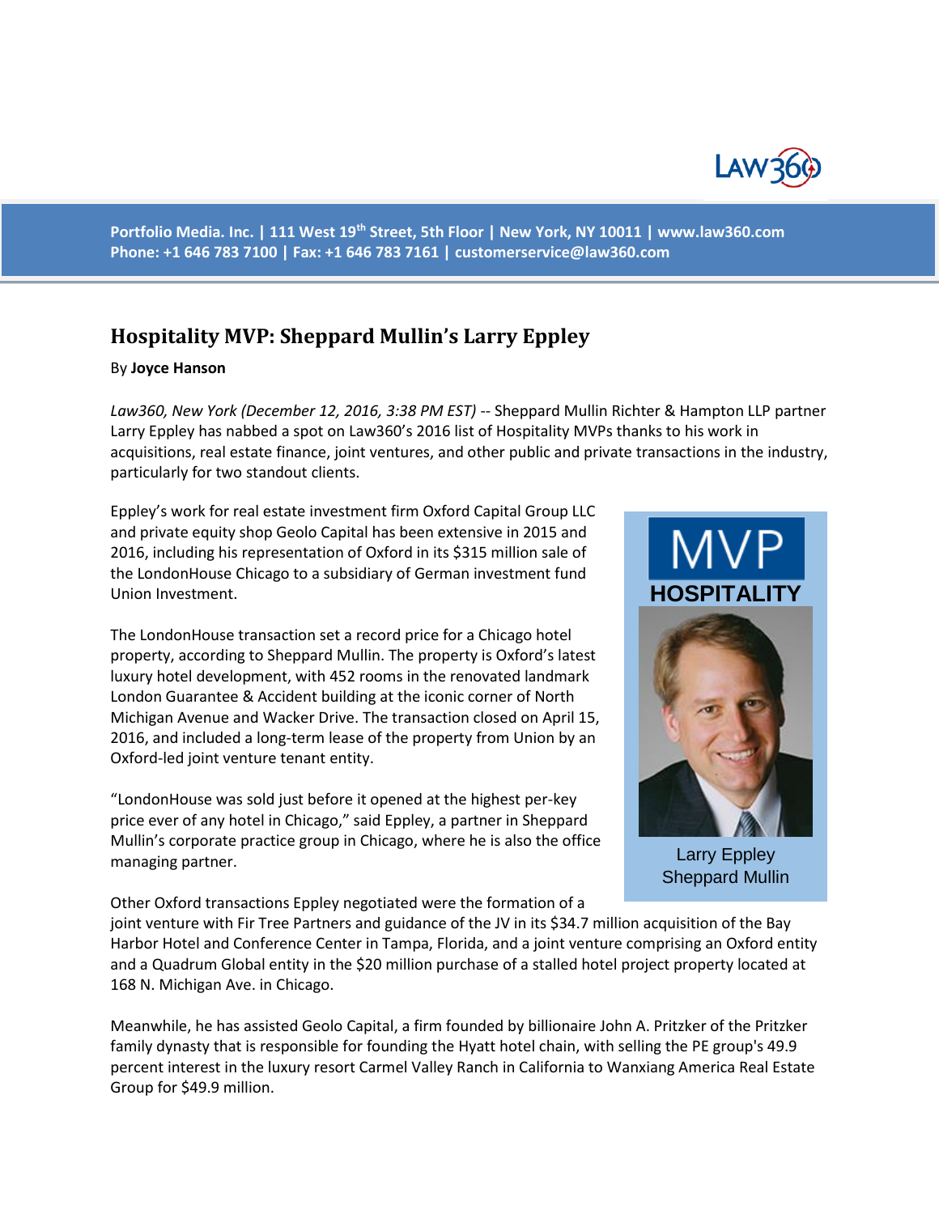Portfolio Media. Inc. | 111 West 19th Street, 5th Floor | New York, NY 10011 | www.law360.com
Phone: +1 646 783 7100 | Fax: +1 646 783 7161 | customerservice@law360.com

## Hospitality MVP: Sheppard Mullin's Larry Eppley

By **Joyce Hanson**

*Law360, New York (December 12, 2016, 3:38 PM EST)* -- Sheppard Mullin Richter & Hampton LLP partner Larry Eppley has nabbed a spot on Law360's 2016 list of Hospitality MVPs thanks to his work in acquisitions, real estate finance, joint ventures, and other public and private transactions in the industry, particularly for two standout clients.

Eppley's work for real estate investment firm Oxford Capital Group LLC and private equity shop Geolo Capital has been extensive in 2015 and 2016, including his representation of Oxford in its $315 million sale of the LondonHouse Chicago to a subsidiary of German investment fund Union Investment.

The LondonHouse transaction set a record price for a Chicago hotel property, according to Sheppard Mullin. The property is Oxford's latest luxury hotel development, with 452 rooms in the renovated landmark London Guarantee & Accident building at the iconic corner of North Michigan Avenue and Wacker Drive. The transaction closed on April 15, 2016, and included a long-term lease of the property from Union by an Oxford-led joint venture tenant entity.

"LondonHouse was sold just before it opened at the highest per-key price ever of any hotel in Chicago," said Eppley, a partner in Sheppard Mullin's corporate practice group in Chicago, where he is also the office managing partner.

MVP HOSPITALITY

Larry Eppley
Sheppard Mullin

Other Oxford transactions Eppley negotiated were the formation of a joint venture with Fir Tree Partners and guidance of the JV in its $34.7 million acquisition of the Bay Harbor Hotel and Conference Center in Tampa, Florida, and a joint venture comprising an Oxford entity and a Quadrum Global entity in the $20 million purchase of a stalled hotel project property located at 168 N. Michigan Ave. in Chicago.

Meanwhile, he has assisted Geolo Capital, a firm founded by billionaire John A. Pritzker of the Pritzker family dynasty that is responsible for founding the Hyatt hotel chain, with selling the PE group's 49.9 percent interest in the luxury resort Carmel Valley Ranch in California to Wanxiang America Real Estate Group for $49.9 million.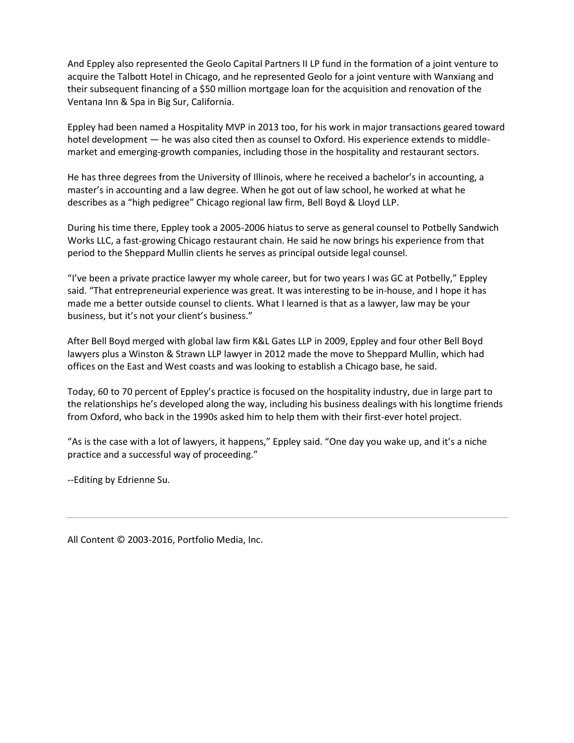And Eppley also represented the Geolo Capital Partners II LP fund in the formation of a joint venture to acquire the Talbott Hotel in Chicago, and he represented Geolo for a joint venture with Wanxiang and their subsequent financing of a $50 million mortgage loan for the acquisition and renovation of the Ventana Inn & Spa in Big Sur, California.

Eppley had been named a Hospitality MVP in 2013 too, for his work in major transactions geared toward hotel development — he was also cited then as counsel to Oxford. His experience extends to middle-market and emerging-growth companies, including those in the hospitality and restaurant sectors.

He has three degrees from the University of Illinois, where he received a bachelor's in accounting, a master's in accounting and a law degree. When he got out of law school, he worked at what he describes as a "high pedigree" Chicago regional law firm, Bell Boyd & Lloyd LLP.

During his time there, Eppley took a 2005-2006 hiatus to serve as general counsel to Potbelly Sandwich Works LLC, a fast-growing Chicago restaurant chain. He said he now brings his experience from that period to the Sheppard Mullin clients he serves as principal outside legal counsel.

"I've been a private practice lawyer my whole career, but for two years I was GC at Potbelly," Eppley said. "That entrepreneurial experience was great. It was interesting to be in-house, and I hope it has made me a better outside counsel to clients. What I learned is that as a lawyer, law may be your business, but it's not your client's business."

After Bell Boyd merged with global law firm K&L Gates LLP in 2009, Eppley and four other Bell Boyd lawyers plus a Winston & Strawn LLP lawyer in 2012 made the move to Sheppard Mullin, which had offices on the East and West coasts and was looking to establish a Chicago base, he said.

Today, 60 to 70 percent of Eppley's practice is focused on the hospitality industry, due in large part to the relationships he's developed along the way, including his business dealings with his longtime friends from Oxford, who back in the 1990s asked him to help them with their first-ever hotel project.

"As is the case with a lot of lawyers, it happens," Eppley said. "One day you wake up, and it's a niche practice and a successful way of proceeding."

--Editing by Edrienne Su.

---

All Content © 2003-2016, Portfolio Media, Inc.